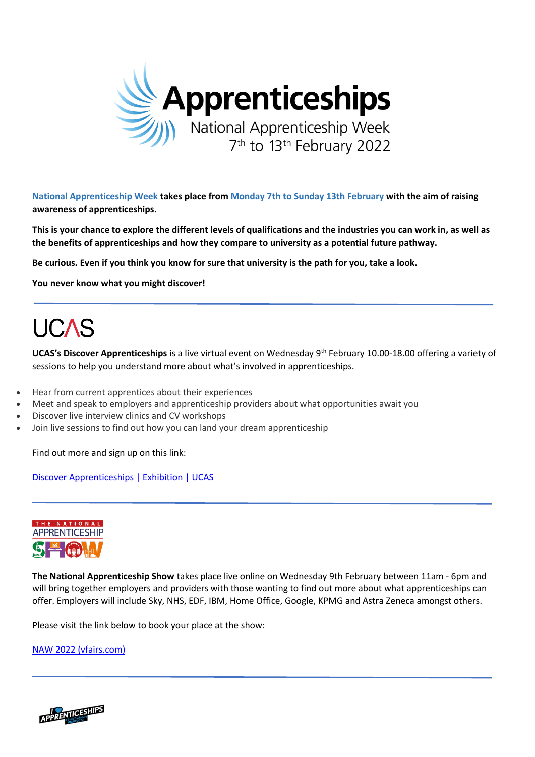# Apprenticeships

National Apprenticeship Week
7th to 13th February 2022

**National Apprenticeship Week takes place from Monday 7th to Sunday 13th February with the aim of raising awareness of apprenticeships.**

**This is your chance to explore the different levels of qualifications and the industries you can work in, as well as the benefits of apprenticeships and how they compare to university as a potential future pathway.**

**Be curious. Even if you think you know for sure that university is the path for you, take a look.**

**You never know what you might discover!**

---

## UCAS

**UCAS's Discover Apprenticeships** is a live virtual event on Wednesday 9th February 10.00-18.00 offering a variety of sessions to help you understand more about what's involved in apprenticeships.

- Hear from current apprentices about their experiences
- Meet and speak to employers and apprenticeship providers about what opportunities await you
- Discover live interview clinics and CV workshops
- Join live sessions to find out how you can land your dream apprenticeship

Find out more and sign up on this link:

[Discover Apprenticeships | Exhibition | UCAS]

---

## THE NATIONAL APPRENTICESHIP SHOW

**The National Apprenticeship Show** takes place live online on Wednesday 9th February between 11am - 6pm and will bring together employers and providers with those wanting to find out more about what apprenticeships can offer. Employers will include Sky, NHS, EDF, IBM, Home Office, Google, KPMG and Astra Zeneca amongst others.

Please visit the link below to book your place at the show:

[NAW 2022 (vfairs.com)]

---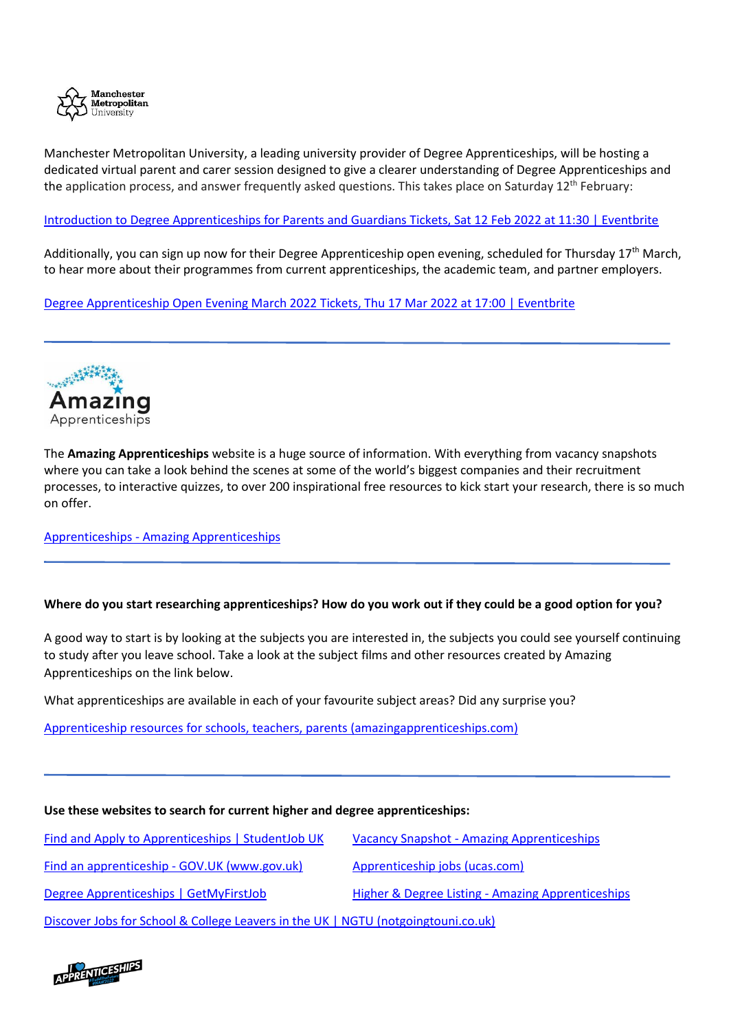Manchester Metropolitan University, a leading university provider of Degree Apprenticeships, will be hosting a dedicated virtual parent and carer session designed to give a clearer understanding of Degree Apprenticeships and the application process, and answer frequently asked questions. This takes place on Saturday 12th February:

Introduction to Degree Apprenticeships for Parents and Guardians Tickets, Sat 12 Feb 2022 at 11:30 | Eventbrite

Additionally, you can sign up now for their Degree Apprenticeship open evening, scheduled for Thursday 17th March, to hear more about their programmes from current apprenticeships, the academic team, and partner employers.

Degree Apprenticeship Open Evening March 2022 Tickets, Thu 17 Mar 2022 at 17:00 | Eventbrite

---

The **Amazing Apprenticeships** website is a huge source of information. With everything from vacancy snapshots where you can take a look behind the scenes at some of the world's biggest companies and their recruitment processes, to interactive quizzes, to over 200 inspirational free resources to kick start your research, there is so much on offer.

Apprenticeships - Amazing Apprenticeships

---

**Where do you start researching apprenticeships? How do you work out if they could be a good option for you?**

A good way to start is by looking at the subjects you are interested in, the subjects you could see yourself continuing to study after you leave school. Take a look at the subject films and other resources created by Amazing Apprenticeships on the link below.

What apprenticeships are available in each of your favourite subject areas? Did any surprise you?

Apprenticeship resources for schools, teachers, parents (amazingapprenticeships.com)

---

**Use these websites to search for current higher and degree apprenticeships:**

Find and Apply to Apprenticeships | StudentJob UK

Vacancy Snapshot - Amazing Apprenticeships

Find an apprenticeship - GOV.UK (www.gov.uk)

Apprenticeship jobs (ucas.com)

Degree Apprenticeships | GetMyFirstJob

Higher & Degree Listing - Amazing Apprenticeships

Discover Jobs for School & College Leavers in the UK | NGTU (notgoingtouni.co.uk)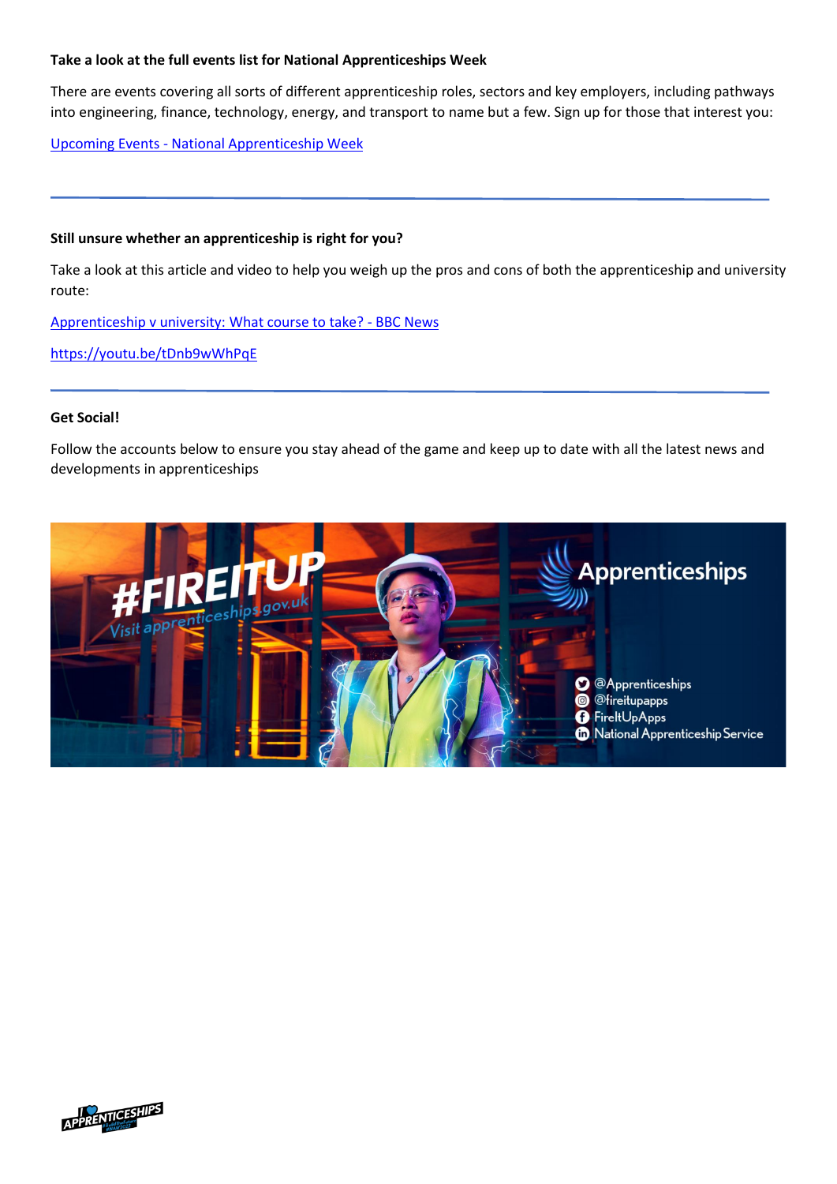**Take a look at the full events list for National Apprenticeships Week**

There are events covering all sorts of different apprenticeship roles, sectors and key employers, including pathways into engineering, finance, technology, energy, and transport to name but a few. Sign up for those that interest you:

[Upcoming Events - National Apprenticeship Week](#)

---

**Still unsure whether an apprenticeship is right for you?**

Take a look at this article and video to help you weigh up the pros and cons of both the apprenticeship and university route:

[Apprenticeship v university: What course to take? - BBC News](#)

https://youtu.be/tDnb9wWhPqE

---

**Get Social!**

Follow the accounts below to ensure you stay ahead of the game and keep up to date with all the latest news and developments in apprenticeships